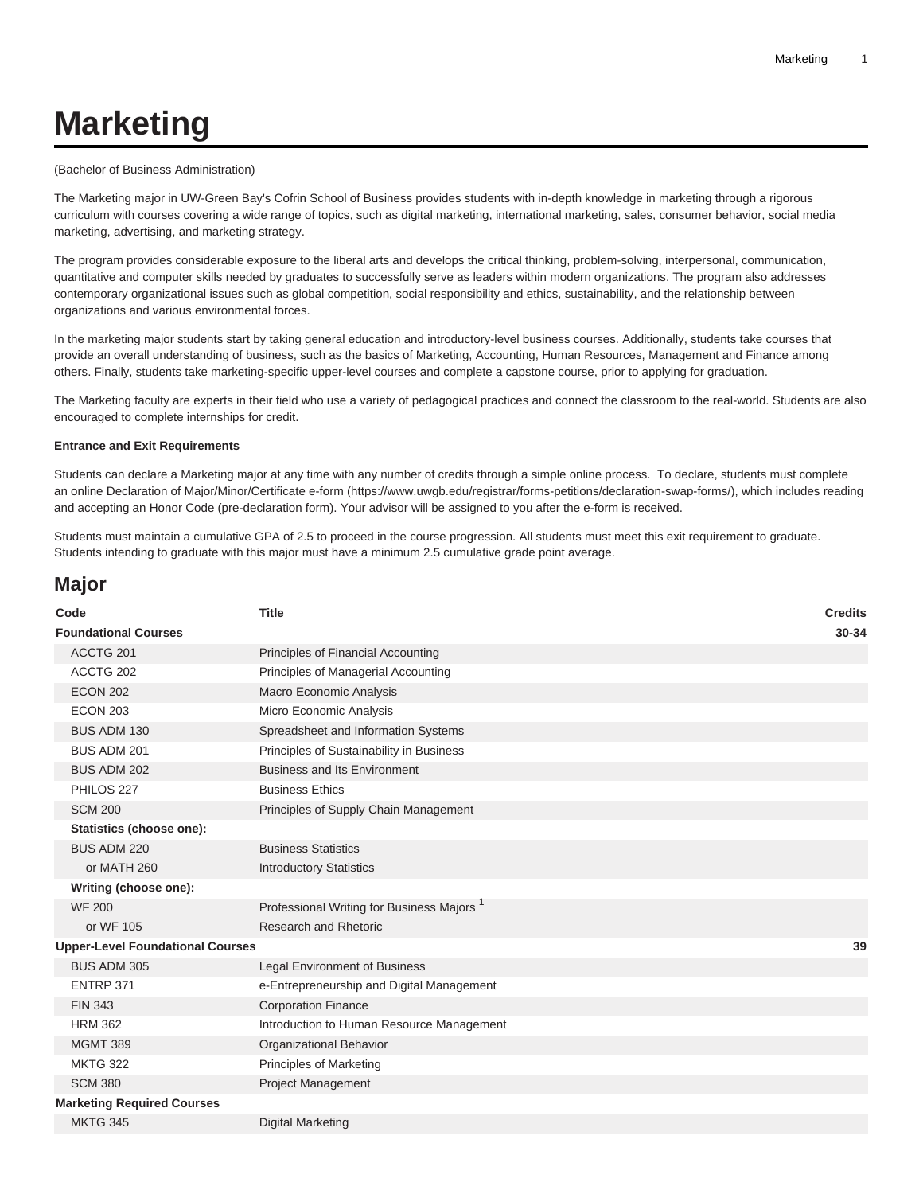# Marketing

(Bachelor of Business Administration)

The Marketing major in UW-Green Bay's Cofrin School of Business provides students with in-depth knowledge in marketing through a rigorous curriculum with courses covering a wide range of topics, such as digital marketing, international marketing, sales, consumer behavior, social media marketing, advertising, and marketing strategy.

The program provides considerable exposure to the liberal arts and develops the critical thinking, problem-solving, interpersonal, communication, quantitative and computer skills needed by graduates to successfully serve as leaders within modern organizations. The program also addresses contemporary organizational issues such as global competition, social responsibility and ethics, sustainability, and the relationship between organizations and various environmental forces.

In the marketing major students start by taking general education and introductory-level business courses. Additionally, students take courses that provide an overall understanding of business, such as the basics of Marketing, Accounting, Human Resources, Management and Finance among others. Finally, students take marketing-specific upper-level courses and complete a capstone course, prior to applying for graduation.

The Marketing faculty are experts in their field who use a variety of pedagogical practices and connect the classroom to the real-world. Students are also encouraged to complete internships for credit.

**Entrance and Exit Requirements**

Students can declare a Marketing major at any time with any number of credits through a simple online process. To declare, students must complete an online Declaration of Major/Minor/Certificate e-form (https://www.uwgb.edu/registrar/forms-petitions/declaration-swap-forms/), which includes reading and accepting an Honor Code (pre-declaration form). Your advisor will be assigned to you after the e-form is received.

Students must maintain a cumulative GPA of 2.5 to proceed in the course progression. All students must meet this exit requirement to graduate. Students intending to graduate with this major must have a minimum 2.5 cumulative grade point average.

## Major

| Code | Title | Credits |
|---|---|---|
| **Foundational Courses** | | **30-34** |
| ACCTG 201 | Principles of Financial Accounting | |
| ACCTG 202 | Principles of Managerial Accounting | |
| ECON 202 | Macro Economic Analysis | |
| ECON 203 | Micro Economic Analysis | |
| BUS ADM 130 | Spreadsheet and Information Systems | |
| BUS ADM 201 | Principles of Sustainability in Business | |
| BUS ADM 202 | Business and Its Environment | |
| PHILOS 227 | Business Ethics | |
| SCM 200 | Principles of Supply Chain Management | |
| **Statistics (choose one):** | | |
| BUS ADM 220 | Business Statistics | |
| or MATH 260 | Introductory Statistics | |
| **Writing (choose one):** | | |
| WF 200 | Professional Writing for Business Majors [1] | |
| or WF 105 | Research and Rhetoric | |
| **Upper-Level Foundational Courses** | | **39** |
| BUS ADM 305 | Legal Environment of Business | |
| ENTRP 371 | e-Entrepreneurship and Digital Management | |
| FIN 343 | Corporation Finance | |
| HRM 362 | Introduction to Human Resource Management | |
| MGMT 389 | Organizational Behavior | |
| MKTG 322 | Principles of Marketing | |
| SCM 380 | Project Management | |
| **Marketing Required Courses** | | |
| MKTG 345 | Digital Marketing | |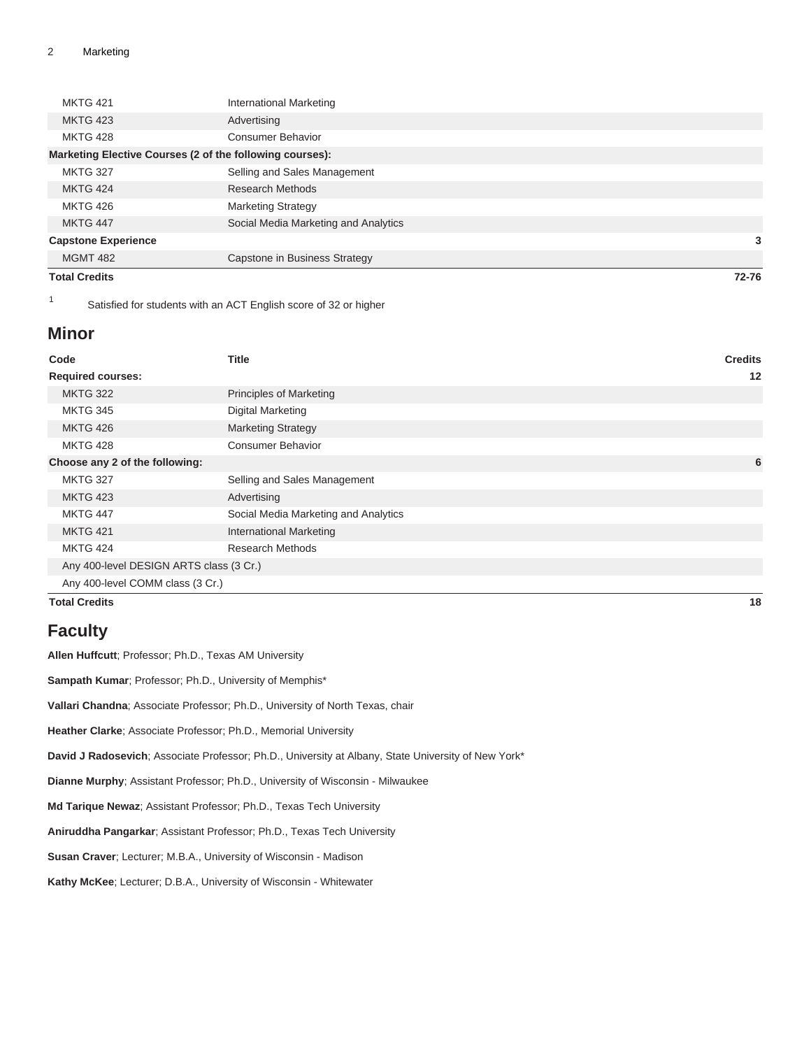| | | |
|---|---|---|
| MKTG 421 | International Marketing | |
| MKTG 423 | Advertising | |
| MKTG 428 | Consumer Behavior | |
| **Marketing Elective Courses (2 of the following courses):** | | |
| MKTG 327 | Selling and Sales Management | |
| MKTG 424 | Research Methods | |
| MKTG 426 | Marketing Strategy | |
| MKTG 447 | Social Media Marketing and Analytics | |
| **Capstone Experience** | | **3** |
| MGMT 482 | Capstone in Business Strategy | |
| **Total Credits** | | **72-76** |

[1] Satisfied for students with an ACT English score of 32 or higher

## Minor

| Code | Title | Credits |
|---|---|---|
| **Required courses:** | | **12** |
| MKTG 322 | Principles of Marketing | |
| MKTG 345 | Digital Marketing | |
| MKTG 426 | Marketing Strategy | |
| MKTG 428 | Consumer Behavior | |
| **Choose any 2 of the following:** | | **6** |
| MKTG 327 | Selling and Sales Management | |
| MKTG 423 | Advertising | |
| MKTG 447 | Social Media Marketing and Analytics | |
| MKTG 421 | International Marketing | |
| MKTG 424 | Research Methods | |
| Any 400-level DESIGN ARTS class (3 Cr.) | | |
| Any 400-level COMM class (3 Cr.) | | |
| **Total Credits** | | **18** |

## Faculty

**Allen Huffcutt**; Professor; Ph.D., Texas AM University

**Sampath Kumar**; Professor; Ph.D., University of Memphis*

**Vallari Chandna**; Associate Professor; Ph.D., University of North Texas, chair

**Heather Clarke**; Associate Professor; Ph.D., Memorial University

**David J Radosevich**; Associate Professor; Ph.D., University at Albany, State University of New York*

**Dianne Murphy**; Assistant Professor; Ph.D., University of Wisconsin - Milwaukee

**Md Tarique Newaz**; Assistant Professor; Ph.D., Texas Tech University

**Aniruddha Pangarkar**; Assistant Professor; Ph.D., Texas Tech University

**Susan Craver**; Lecturer; M.B.A., University of Wisconsin - Madison

**Kathy McKee**; Lecturer; D.B.A., University of Wisconsin - Whitewater